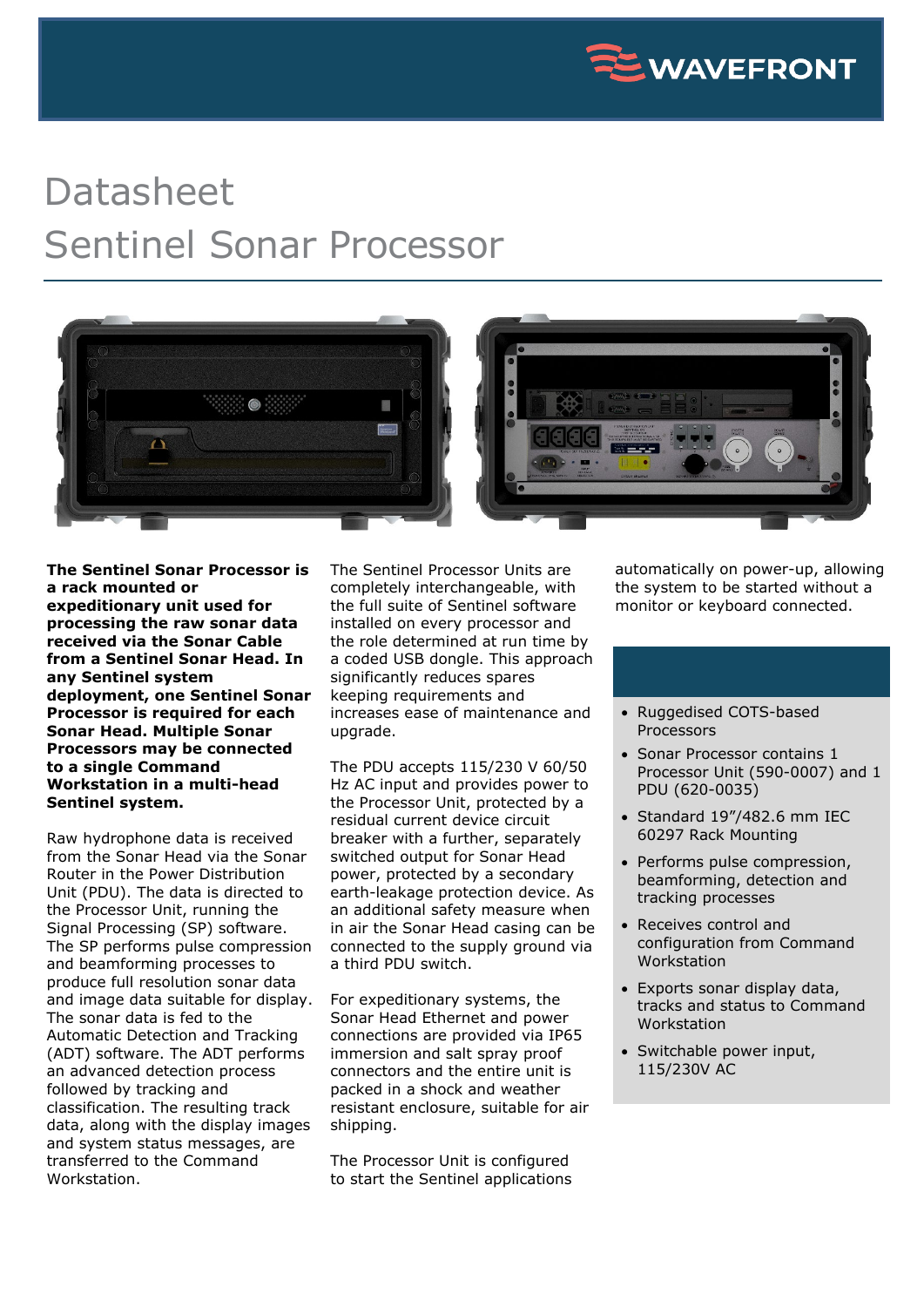# Datasheet

# Sentinel Sonar Processor

**The Sentinel Sonar Processor is a rack mounted or expeditionary unit used for processing the raw sonar data received via the Sonar Cable from a Sentinel Sonar Head. In any Sentinel system deployment, one Sentinel Sonar Processor is required for each Sonar Head. Multiple Sonar Processors may be connected to a single Command Workstation in a multi-head Sentinel system.**

Raw hydrophone data is received from the Sonar Head via the Sonar Router in the Power Distribution Unit (PDU). The data is directed to the Processor Unit, running the Signal Processing (SP) software. The SP performs pulse compression and beamforming processes to produce full resolution sonar data and image data suitable for display. The sonar data is fed to the Automatic Detection and Tracking (ADT) software. The ADT performs an advanced detection process followed by tracking and classification. The resulting track data, along with the display images and system status messages, are transferred to the Command Workstation.

The Sentinel Processor Units are completely interchangeable, with the full suite of Sentinel software installed on every processor and the role determined at run time by a coded USB dongle. This approach significantly reduces spares keeping requirements and increases ease of maintenance and upgrade.

The PDU accepts 115/230 V 60/50 Hz AC input and provides power to the Processor Unit, protected by a residual current device circuit breaker with a further, separately switched output for Sonar Head power, protected by a secondary earth-leakage protection device. As an additional safety measure when in air the Sonar Head casing can be connected to the supply ground via a third PDU switch.

For expeditionary systems, the Sonar Head Ethernet and power connections are provided via IP65 immersion and salt spray proof connectors and the entire unit is packed in a shock and weather resistant enclosure, suitable for air shipping.

The Processor Unit is configured to start the Sentinel applications automatically on power-up, allowing the system to be started without a monitor or keyboard connected.

- Ruggedised COTS-based Processors
- Sonar Processor contains 1 Processor Unit (590-0007) and 1 PDU (620-0035)
- Standard 19"/482.6 mm IEC 60297 Rack Mounting
- Performs pulse compression, beamforming, detection and tracking processes
- Receives control and configuration from Command Workstation
- Exports sonar display data, tracks and status to Command Workstation
- Switchable power input, 115/230V AC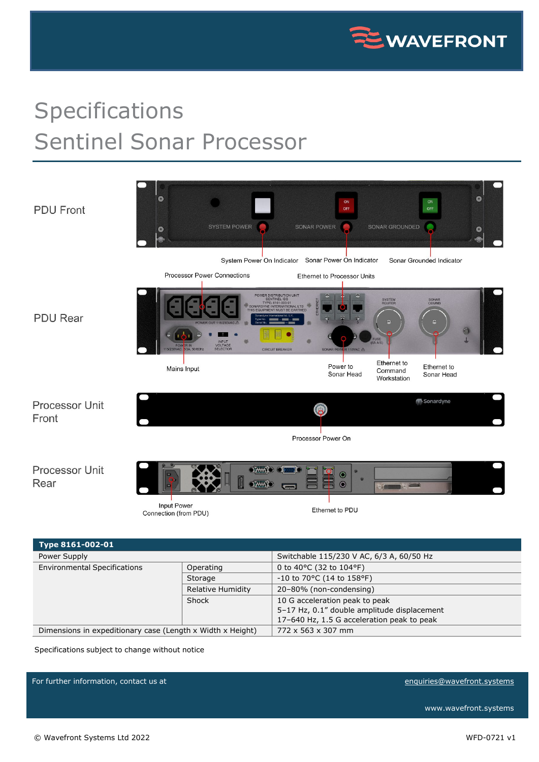# Specifications
# Sentinel Sonar Processor

PDU Front

System Power On Indicator

Sonar Power On Indicator

Sonar Grounded Indicator

PDU Rear

Processor Power Connections

Ethernet to Processor Units

Mains Input

Power to Sonar Head

Ethernet to Command Workstation

Ethernet to Sonar Head

Processor Unit Front

Processor Power On

Processor Unit Rear

Input Power Connection (from PDU)

Ethernet to PDU

| Type 8161-002-01 | | |
|---|---|---|
| Power Supply | | Switchable 115/230 V AC, 6/3 A, 60/50 Hz |
| Environmental Specifications | Operating | 0 to 40°C (32 to 104°F) |
| | Storage | -10 to 70°C (14 to 158°F) |
| | Relative Humidity | 20–80% (non-condensing) |
| | Shock | 10 G acceleration peak to peak<br>5–17 Hz, 0.1" double amplitude displacement<br>17–640 Hz, 1.5 G acceleration peak to peak |
| Dimensions in expeditionary case (Length x Width x Height) | | 772 x 563 x 307 mm |

Specifications subject to change without notice

For further information, contact us at enquiries@wavefront.systems

www.wavefront.systems

© Wavefront Systems Ltd 2022

WFD-0721 v1